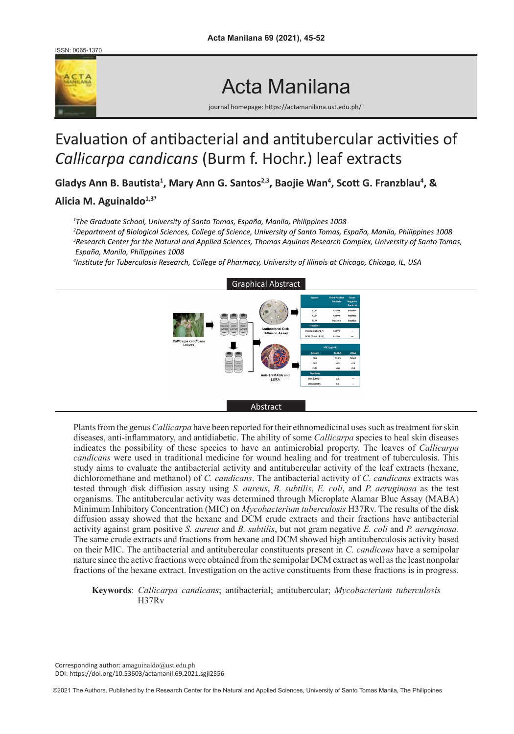ISSN: 0065-1370

# Acta Manilana

journal homepage: https://actamanilana.ust.edu.ph/

# Evaluation of antibacterial and antitubercular activities of *Callicarpa candicans* (Burm f. Hochr.) leaf extracts

**Gladys Ann B. Bautista[1], Mary Ann G. Santos[2,3], Baojie Wan[4], Scott G. Franzblau[4], & Alicia M. Aguinaldo[1,3]***

*[1]The Graduate School, University of Santo Tomas, España, Manila, Philippines 1008*
*[2]Department of Biological Sciences, College of Science, University of Santo Tomas, España, Manila, Philippines 1008*
*[3]Research Center for the Natural and Applied Sciences, Thomas Aquinas Research Complex, University of Santo Tomas, España, Manila, Philippines 1008*
*[4]Institute for Tuberculosis Research, College of Pharmacy, University of Illinois at Chicago, Chicago, IL, USA*

## Graphical Abstract

## Abstract

Plants from the genus *Callicarpa* have been reported for their ethnomedicinal uses such as treatment for skin diseases, anti-inflammatory, and antidiabetic. The ability of some *Callicarpa* species to heal skin diseases indicates the possibility of these species to have an antimicrobial property. The leaves of *Callicarpa candicans* were used in traditional medicine for wound healing and for treatment of tuberculosis. This study aims to evaluate the antibacterial activity and antitubercular activity of the leaf extracts (hexane, dichloromethane and methanol) of *C. candicans*. The antibacterial activity of *C. candicans* extracts was tested through disk diffusion assay using *S. aureus*, *B. subtilis*, *E. coli*, and *P. aeruginosa* as the test organisms. The antitubercular activity was determined through Microplate Alamar Blue Assay (MABA) Minimum Inhibitory Concentration (MIC) on *Mycobacterium tuberculosis* H37Rv. The results of the disk diffusion assay showed that the hexane and DCM crude extracts and their fractions have antibacterial activity against gram positive *S. aureus* and *B. subtilis*, but not gram negative *E. coli* and *P. aeruginosa*. The same crude extracts and fractions from hexane and DCM showed high antituberculosis activity based on their MIC. The antibacterial and antitubercular constituents present in *C. candicans* have a semipolar nature since the active fractions were obtained from the semipolar DCM extract as well as the least nonpolar fractions of the hexane extract. Investigation on the active constituents from these fractions is in progress.

**Keywords**: *Callicarpa candicans*; antibacterial; antitubercular; *Mycobacterium tuberculosis* H37Rv

Corresponding author: amaguinaldo@ust.edu.ph
DOI: https://doi.org/10.53603/actamanil.69.2021.sgjl2556

©2021 The Authors. Published by the Research Center for the Natural and Applied Sciences, University of Santo Tomas Manila, The Philippines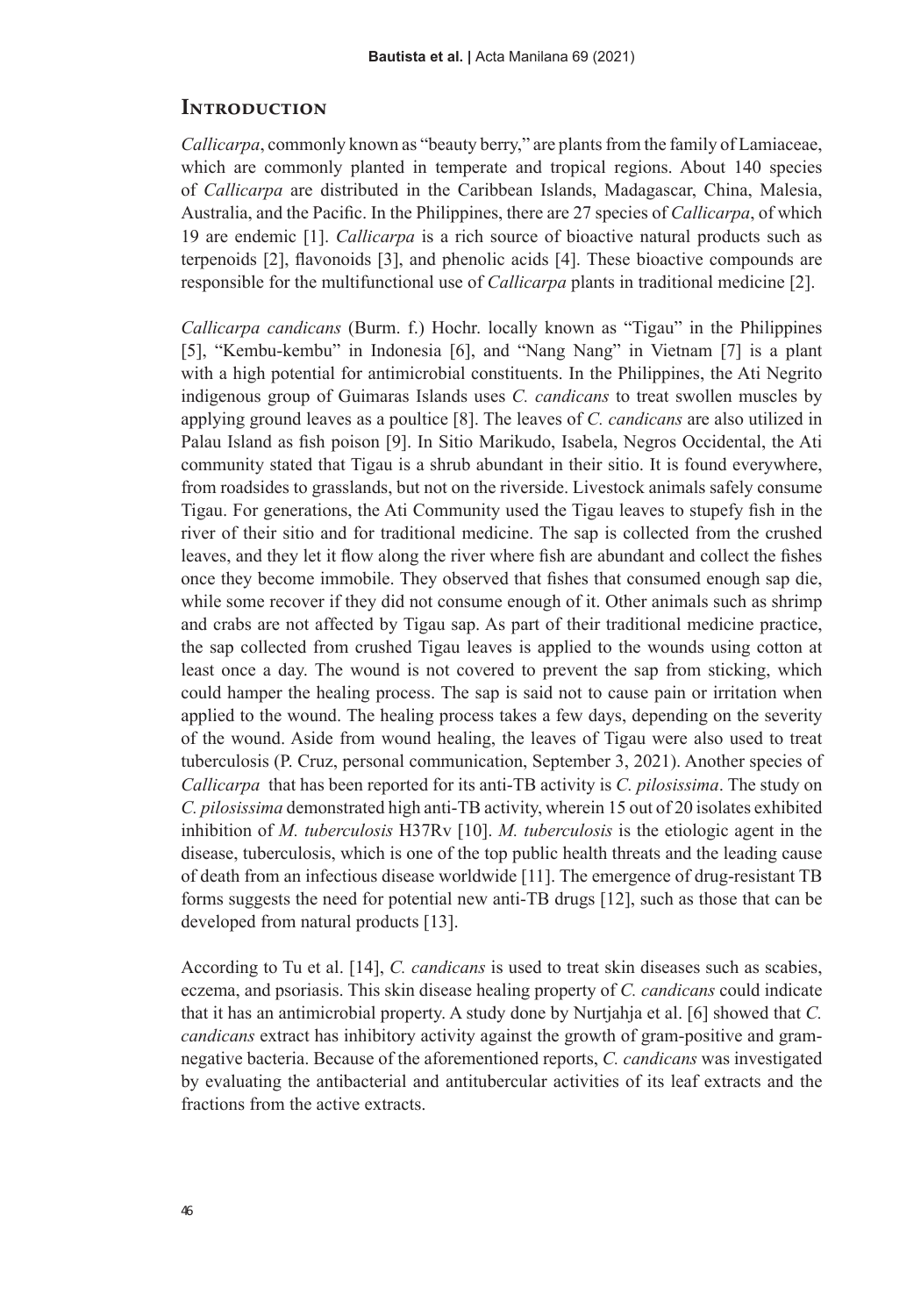## Introduction

*Callicarpa*, commonly known as "beauty berry," are plants from the family of Lamiaceae, which are commonly planted in temperate and tropical regions. About 140 species of *Callicarpa* are distributed in the Caribbean Islands, Madagascar, China, Malesia, Australia, and the Pacific. In the Philippines, there are 27 species of *Callicarpa*, of which 19 are endemic [1]. *Callicarpa* is a rich source of bioactive natural products such as terpenoids [2], flavonoids [3], and phenolic acids [4]. These bioactive compounds are responsible for the multifunctional use of *Callicarpa* plants in traditional medicine [2].

*Callicarpa candicans* (Burm. f.) Hochr. locally known as "Tigau" in the Philippines [5], "Kembu-kembu" in Indonesia [6], and "Nang Nang" in Vietnam [7] is a plant with a high potential for antimicrobial constituents. In the Philippines, the Ati Negrito indigenous group of Guimaras Islands uses *C. candicans* to treat swollen muscles by applying ground leaves as a poultice [8]. The leaves of *C. candicans* are also utilized in Palau Island as fish poison [9]. In Sitio Marikudo, Isabela, Negros Occidental, the Ati community stated that Tigau is a shrub abundant in their sitio. It is found everywhere, from roadsides to grasslands, but not on the riverside. Livestock animals safely consume Tigau. For generations, the Ati Community used the Tigau leaves to stupefy fish in the river of their sitio and for traditional medicine. The sap is collected from the crushed leaves, and they let it flow along the river where fish are abundant and collect the fishes once they become immobile. They observed that fishes that consumed enough sap die, while some recover if they did not consume enough of it. Other animals such as shrimp and crabs are not affected by Tigau sap. As part of their traditional medicine practice, the sap collected from crushed Tigau leaves is applied to the wounds using cotton at least once a day. The wound is not covered to prevent the sap from sticking, which could hamper the healing process. The sap is said not to cause pain or irritation when applied to the wound. The healing process takes a few days, depending on the severity of the wound. Aside from wound healing, the leaves of Tigau were also used to treat tuberculosis (P. Cruz, personal communication, September 3, 2021). Another species of *Callicarpa* that has been reported for its anti-TB activity is *C. pilosissima*. The study on *C. pilosissima* demonstrated high anti-TB activity, wherein 15 out of 20 isolates exhibited inhibition of *M. tuberculosis* H37Rv [10]. *M. tuberculosis* is the etiologic agent in the disease, tuberculosis, which is one of the top public health threats and the leading cause of death from an infectious disease worldwide [11]. The emergence of drug-resistant TB forms suggests the need for potential new anti-TB drugs [12], such as those that can be developed from natural products [13].

According to Tu et al. [14], *C. candicans* is used to treat skin diseases such as scabies, eczema, and psoriasis. This skin disease healing property of *C. candicans* could indicate that it has an antimicrobial property. A study done by Nurtjahja et al. [6] showed that *C. candicans* extract has inhibitory activity against the growth of gram-positive and gram-negative bacteria. Because of the aforementioned reports, *C. candicans* was investigated by evaluating the antibacterial and antitubercular activities of its leaf extracts and the fractions from the active extracts.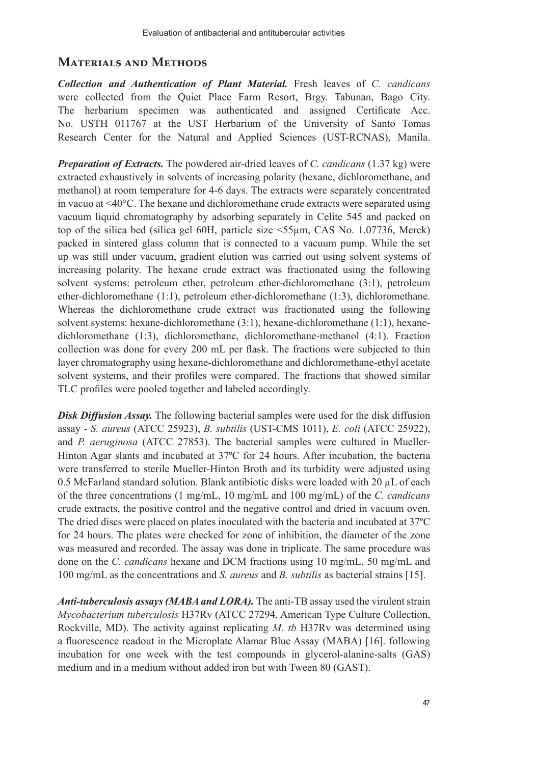## Materials and Methods

***Collection and Authentication of Plant Material.*** Fresh leaves of *C. candicans* were collected from the Quiet Place Farm Resort, Brgy. Tabunan, Bago City. The herbarium specimen was authenticated and assigned Certificate Acc. No. USTH 011767 at the UST Herbarium of the University of Santo Tomas Research Center for the Natural and Applied Sciences (UST-RCNAS), Manila.

***Preparation of Extracts.*** The powdered air-dried leaves of *C. candicans* (1.37 kg) were extracted exhaustively in solvents of increasing polarity (hexane, dichloromethane, and methanol) at room temperature for 4-6 days. The extracts were separately concentrated in vacuo at <40°C. The hexane and dichloromethane crude extracts were separated using vacuum liquid chromatography by adsorbing separately in Celite 545 and packed on top of the silica bed (silica gel 60H, particle size <55μm, CAS No. 1.07736, Merck) packed in sintered glass column that is connected to a vacuum pump. While the set up was still under vacuum, gradient elution was carried out using solvent systems of increasing polarity. The hexane crude extract was fractionated using the following solvent systems: petroleum ether, petroleum ether-dichloromethane (3:1), petroleum ether-dichloromethane (1:1), petroleum ether-dichloromethane (1:3), dichloromethane. Whereas the dichloromethane crude extract was fractionated using the following solvent systems: hexane-dichloromethane (3:1), hexane-dichloromethane (1:1), hexane-dichloromethane (1:3), dichloromethane, dichloromethane-methanol (4:1). Fraction collection was done for every 200 mL per flask. The fractions were subjected to thin layer chromatography using hexane-dichloromethane and dichloromethane-ethyl acetate solvent systems, and their profiles were compared. The fractions that showed similar TLC profiles were pooled together and labeled accordingly.

***Disk Diffusion Assay.*** The following bacterial samples were used for the disk diffusion assay - *S. aureus* (ATCC 25923), *B. subtilis* (UST-CMS 1011), *E. coli* (ATCC 25922), and *P. aeruginosa* (ATCC 27853). The bacterial samples were cultured in Mueller-Hinton Agar slants and incubated at 37ºC for 24 hours. After incubation, the bacteria were transferred to sterile Mueller-Hinton Broth and its turbidity were adjusted using 0.5 McFarland standard solution. Blank antibiotic disks were loaded with 20 μL of each of the three concentrations (1 mg/mL, 10 mg/mL and 100 mg/mL) of the *C. candicans* crude extracts, the positive control and the negative control and dried in vacuum oven. The dried discs were placed on plates inoculated with the bacteria and incubated at 37ºC for 24 hours. The plates were checked for zone of inhibition, the diameter of the zone was measured and recorded. The assay was done in triplicate. The same procedure was done on the *C. candicans* hexane and DCM fractions using 10 mg/mL, 50 mg/mL and 100 mg/mL as the concentrations and *S. aureus* and *B. subtilis* as bacterial strains [15].

***Anti-tuberculosis assays (MABA and LORA).*** The anti-TB assay used the virulent strain *Mycobacterium tuberculosis* H37Rv (ATCC 27294, American Type Culture Collection, Rockville, MD). The activity against replicating *M. tb* H37Rv was determined using a fluorescence readout in the Microplate Alamar Blue Assay (MABA) [16]. following incubation for one week with the test compounds in glycerol-alanine-salts (GAS) medium and in a medium without added iron but with Tween 80 (GAST).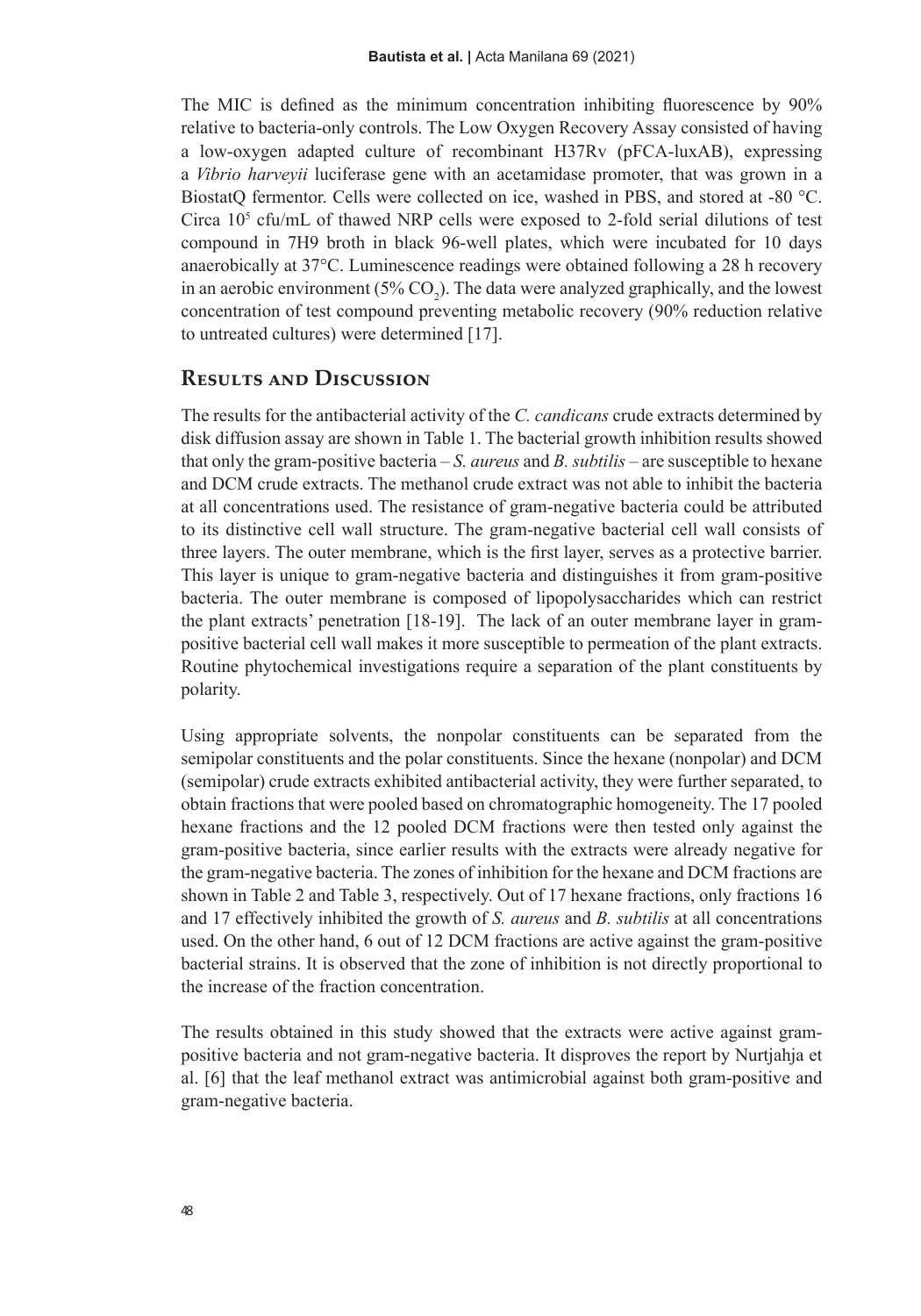The MIC is defined as the minimum concentration inhibiting fluorescence by 90% relative to bacteria-only controls. The Low Oxygen Recovery Assay consisted of having a low-oxygen adapted culture of recombinant H37Rv (pFCA-luxAB), expressing a *Vibrio harveyii* luciferase gene with an acetamidase promoter, that was grown in a BiostatQ fermentor. Cells were collected on ice, washed in PBS, and stored at -80 °C. Circa $10^5$ cfu/mL of thawed NRP cells were exposed to 2-fold serial dilutions of test compound in 7H9 broth in black 96-well plates, which were incubated for 10 days anaerobically at 37°C. Luminescence readings were obtained following a 28 h recovery in an aerobic environment (5% $CO_2$). The data were analyzed graphically, and the lowest concentration of test compound preventing metabolic recovery (90% reduction relative to untreated cultures) were determined [17].

## Results and Discussion

The results for the antibacterial activity of the *C. candicans* crude extracts determined by disk diffusion assay are shown in Table 1. The bacterial growth inhibition results showed that only the gram-positive bacteria – *S. aureus* and *B. subtilis* – are susceptible to hexane and DCM crude extracts. The methanol crude extract was not able to inhibit the bacteria at all concentrations used. The resistance of gram-negative bacteria could be attributed to its distinctive cell wall structure. The gram-negative bacterial cell wall consists of three layers. The outer membrane, which is the first layer, serves as a protective barrier. This layer is unique to gram-negative bacteria and distinguishes it from gram-positive bacteria. The outer membrane is composed of lipopolysaccharides which can restrict the plant extracts' penetration [18-19]. The lack of an outer membrane layer in gram-positive bacterial cell wall makes it more susceptible to permeation of the plant extracts. Routine phytochemical investigations require a separation of the plant constituents by polarity.

Using appropriate solvents, the nonpolar constituents can be separated from the semipolar constituents and the polar constituents. Since the hexane (nonpolar) and DCM (semipolar) crude extracts exhibited antibacterial activity, they were further separated, to obtain fractions that were pooled based on chromatographic homogeneity. The 17 pooled hexane fractions and the 12 pooled DCM fractions were then tested only against the gram-positive bacteria, since earlier results with the extracts were already negative for the gram-negative bacteria. The zones of inhibition for the hexane and DCM fractions are shown in Table 2 and Table 3, respectively. Out of 17 hexane fractions, only fractions 16 and 17 effectively inhibited the growth of *S. aureus* and *B. subtilis* at all concentrations used. On the other hand, 6 out of 12 DCM fractions are active against the gram-positive bacterial strains. It is observed that the zone of inhibition is not directly proportional to the increase of the fraction concentration.

The results obtained in this study showed that the extracts were active against gram-positive bacteria and not gram-negative bacteria. It disproves the report by Nurtjahja et al. [6] that the leaf methanol extract was antimicrobial against both gram-positive and gram-negative bacteria.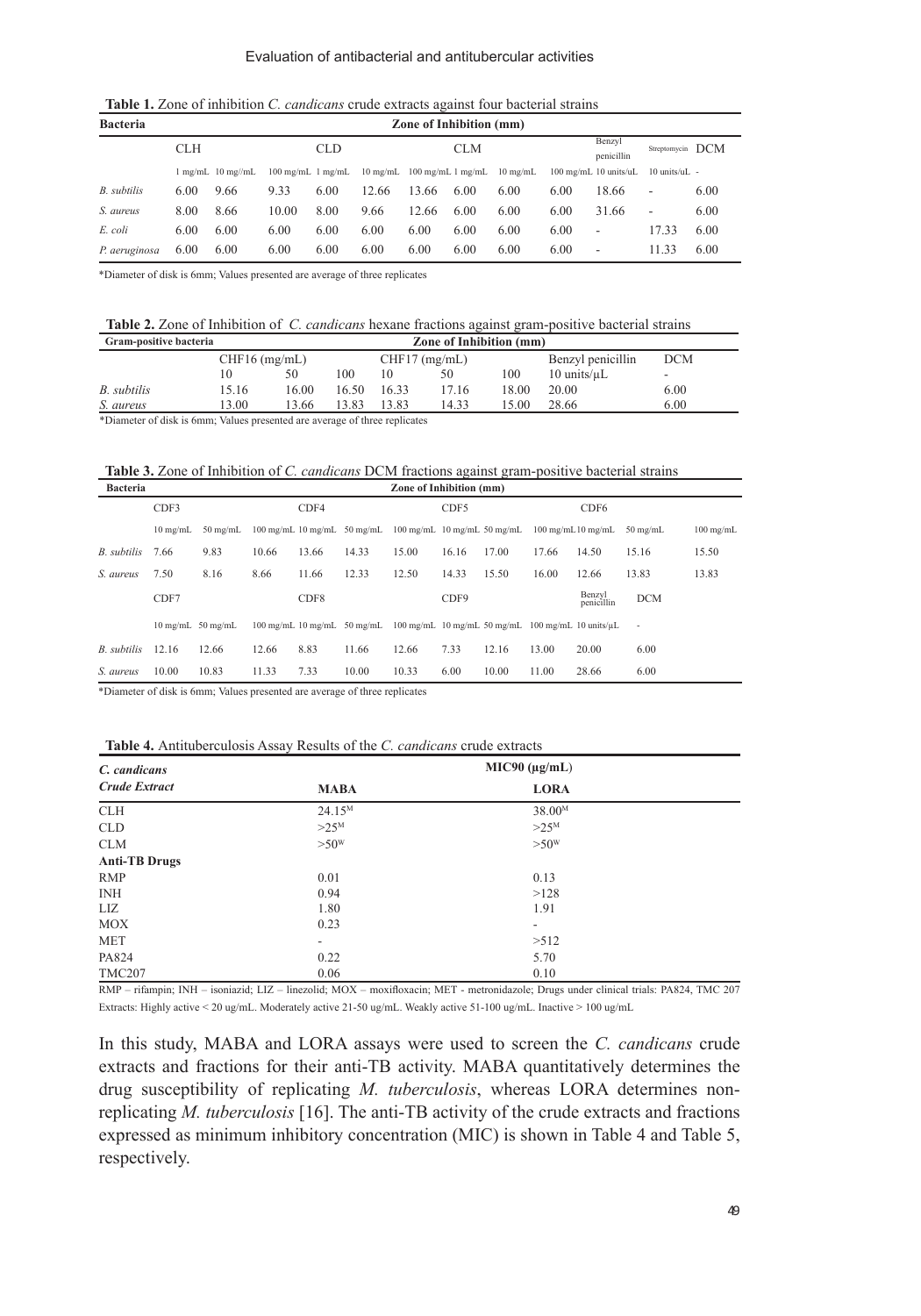**Table 1.** Zone of inhibition *C. candicans* crude extracts against four bacterial strains

| Bacteria | Zone of Inhibition (mm) | | | | | | | | | | | |
|---|---|---|---|---|---|---|---|---|---|---|---|---|
| | CLH | | | CLD | | | CLM | | | Benzyl penicillin | Streptomycin | DCM |
| | 1 mg/mL | 10 mg//mL | 100 mg/mL | 1 mg/mL | 10 mg/mL | 100 mg/mL | 1 mg/mL | 10 mg/mL | 100 mg/mL | 10 units/uL | 10 units/uL | - |
| *B. subtilis* | 6.00 | 9.66 | 9.33 | 6.00 | 12.66 | 13.66 | 6.00 | 6.00 | 6.00 | 18.66 | - | 6.00 |
| *S. aureus* | 8.00 | 8.66 | 10.00 | 8.00 | 9.66 | 12.66 | 6.00 | 6.00 | 6.00 | 31.66 | - | 6.00 |
| *E. coli* | 6.00 | 6.00 | 6.00 | 6.00 | 6.00 | 6.00 | 6.00 | 6.00 | 6.00 | - | 17.33 | 6.00 |
| *P. aeruginosa* | 6.00 | 6.00 | 6.00 | 6.00 | 6.00 | 6.00 | 6.00 | 6.00 | 6.00 | - | 11.33 | 6.00 |

*Diameter of disk is 6mm; Values presented are average of three replicates

**Table 2.** Zone of Inhibition of *C. candicans* hexane fractions against gram-positive bacterial strains

| Gram-positive bacteria | Zone of Inhibition (mm) | | | | | | | |
|---|---|---|---|---|---|---|---|---|
| | CHF16 (mg/mL) | | | CHF17 (mg/mL) | | | Benzyl penicillin | DCM |
| | 10 | 50 | 100 | 10 | 50 | 100 | 10 units/μL | - |
| *B. subtilis* | 15.16 | 16.00 | 16.50 | 16.33 | 17.16 | 18.00 | 20.00 | 6.00 |
| *S. aureus* | 13.00 | 13.66 | 13.83 | 13.83 | 14.33 | 15.00 | 28.66 | 6.00 |

*Diameter of disk is 6mm; Values presented are average of three replicates

**Table 3.** Zone of Inhibition of *C. candicans* DCM fractions against gram-positive bacterial strains

| Bacteria | Zone of Inhibition (mm) | | | | | | | | | | | |
|---|---|---|---|---|---|---|---|---|---|---|---|---|
| | CDF3 | | | CDF4 | | | CDF5 | | | CDF6 | | |
| | 10 mg/mL | 50 mg/mL | 100 mg/mL | 10 mg/mL | 50 mg/mL | 100 mg/mL | 10 mg/mL | 50 mg/mL | 100 mg/mL | 10 mg/mL | 50 mg/mL | 100 mg/mL |
| *B. subtilis* | 7.66 | 9.83 | 10.66 | 13.66 | 14.33 | 15.00 | 16.16 | 17.00 | 17.66 | 14.50 | 15.16 | 15.50 |
| *S. aureus* | 7.50 | 8.16 | 8.66 | 11.66 | 12.33 | 12.50 | 14.33 | 15.50 | 16.00 | 12.66 | 13.83 | 13.83 |
| | CDF7 | | | CDF8 | | | CDF9 | | | Benzyl penicillin | DCM | |
| | 10 mg/mL | 50 mg/mL | 100 mg/mL | 10 mg/mL | 50 mg/mL | 100 mg/mL | 10 mg/mL | 50 mg/mL | 100 mg/mL | 10 units/μL | - | |
| *B. subtilis* | 12.16 | 12.66 | 12.66 | 8.83 | 11.66 | 12.66 | 7.33 | 12.16 | 13.00 | 20.00 | 6.00 | |
| *S. aureus* | 10.00 | 10.83 | 11.33 | 7.33 | 10.00 | 10.33 | 6.00 | 10.00 | 11.00 | 28.66 | 6.00 | |

*Diameter of disk is 6mm; Values presented are average of three replicates

**Table 4.** Antituberculosis Assay Results of the *C. candicans* crude extracts

| *C. candicans* **Crude Extract** | MIC90 (μg/mL) | |
|---|---|---|
| | **MABA** | **LORA** |
| CLH | 24.15[M] | 38.00[M] |
| CLD | >25[M] | >25[M] |
| CLM | >50[W] | >50[W] |
| **Anti-TB Drugs** | | |
| RMP | 0.01 | 0.13 |
| INH | 0.94 | >128 |
| LIZ | 1.80 | 1.91 |
| MOX | 0.23 | - |
| MET | - | >512 |
| PA824 | 0.22 | 5.70 |
| TMC207 | 0.06 | 0.10 |

RMP – rifampin; INH – isoniazid; LIZ – linezolid; MOX – moxifloxacin; MET - metronidazole; Drugs under clinical trials: PA824, TMC 207

Extracts: Highly active < 20 ug/mL. Moderately active 21-50 ug/mL. Weakly active 51-100 ug/mL. Inactive > 100 ug/mL

In this study, MABA and LORA assays were used to screen the *C. candicans* crude extracts and fractions for their anti-TB activity. MABA quantitatively determines the drug susceptibility of replicating *M. tuberculosis*, whereas LORA determines non-replicating *M. tuberculosis* [16]. The anti-TB activity of the crude extracts and fractions expressed as minimum inhibitory concentration (MIC) is shown in Table 4 and Table 5, respectively.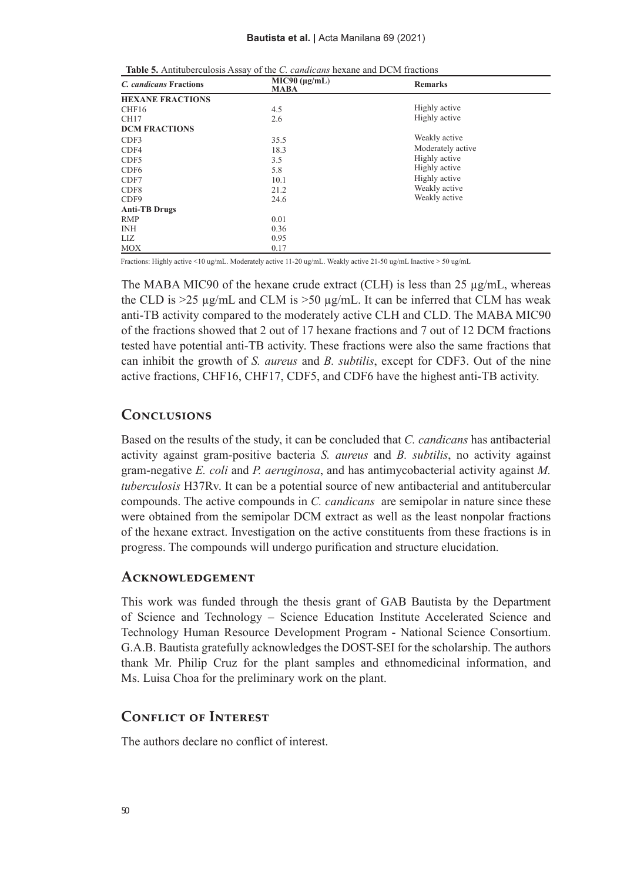**Table 5.** Antituberculosis Assay of the *C. candicans* hexane and DCM fractions

| *C. candicans* **Fractions** | **MIC90 (μg/mL) MABA** | **Remarks** |
|---|---|---|
| **HEXANE FRACTIONS** | | |
| CHF16 | 4.5 | Highly active |
| CH17 | 2.6 | Highly active |
| **DCM FRACTIONS** | | |
| CDF3 | 35.5 | Weakly active |
| CDF4 | 18.3 | Moderately active |
| CDF5 | 3.5 | Highly active |
| CDF6 | 5.8 | Highly active |
| CDF7 | 10.1 | Highly active |
| CDF8 | 21.2 | Weakly active |
| CDF9 | 24.6 | Weakly active |
| **Anti-TB Drugs** | | |
| RMP | 0.01 | |
| INH | 0.36 | |
| LIZ | 0.95 | |
| MOX | 0.17 | |

Fractions: Highly active <10 ug/mL. Moderately active 11-20 ug/mL. Weakly active 21-50 ug/mL Inactive > 50 ug/mL

The MABA MIC90 of the hexane crude extract (CLH) is less than 25 μg/mL, whereas the CLD is >25 μg/mL and CLM is >50 μg/mL. It can be inferred that CLM has weak anti-TB activity compared to the moderately active CLH and CLD. The MABA MIC90 of the fractions showed that 2 out of 17 hexane fractions and 7 out of 12 DCM fractions tested have potential anti-TB activity. These fractions were also the same fractions that can inhibit the growth of *S. aureus* and *B. subtilis*, except for CDF3. Out of the nine active fractions, CHF16, CHF17, CDF5, and CDF6 have the highest anti-TB activity.

## Conclusions

Based on the results of the study, it can be concluded that *C. candicans* has antibacterial activity against gram-positive bacteria *S. aureus* and *B. subtilis*, no activity against gram-negative *E. coli* and *P. aeruginosa*, and has antimycobacterial activity against *M. tuberculosis* H37Rv. It can be a potential source of new antibacterial and antitubercular compounds. The active compounds in *C. candicans* are semipolar in nature since these were obtained from the semipolar DCM extract as well as the least nonpolar fractions of the hexane extract. Investigation on the active constituents from these fractions is in progress. The compounds will undergo purification and structure elucidation.

## Acknowledgement

This work was funded through the thesis grant of GAB Bautista by the Department of Science and Technology – Science Education Institute Accelerated Science and Technology Human Resource Development Program - National Science Consortium. G.A.B. Bautista gratefully acknowledges the DOST-SEI for the scholarship. The authors thank Mr. Philip Cruz for the plant samples and ethnomedicinal information, and Ms. Luisa Choa for the preliminary work on the plant.

## Conflict of Interest

The authors declare no conflict of interest.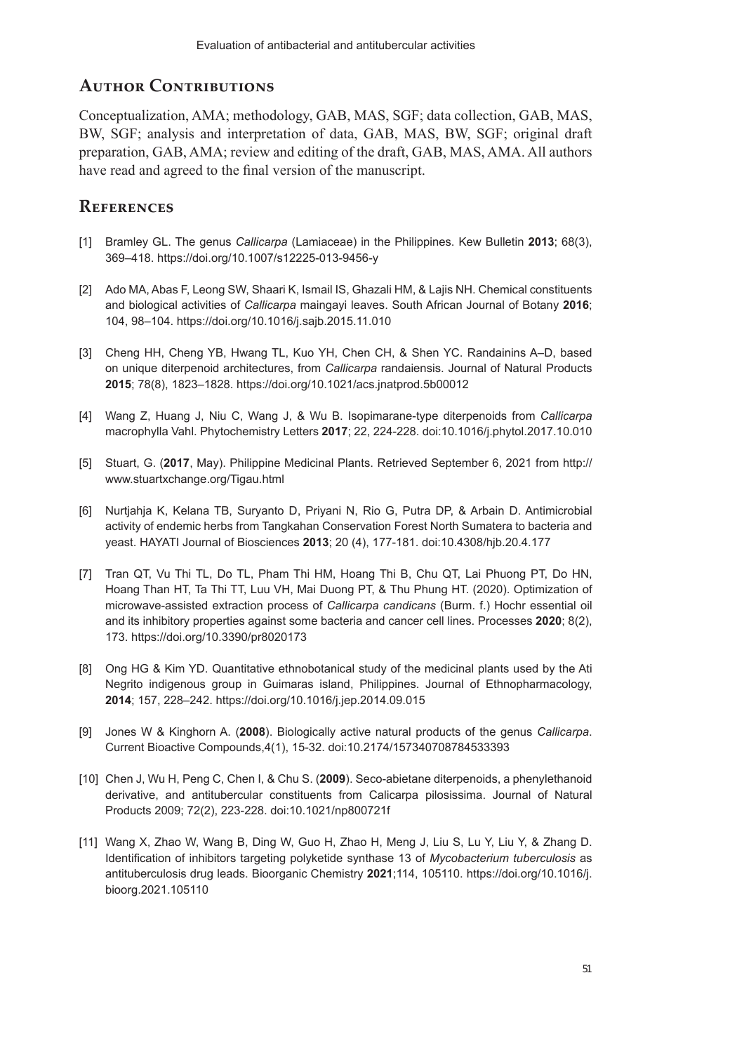## Author Contributions

Conceptualization, AMA; methodology, GAB, MAS, SGF; data collection, GAB, MAS, BW, SGF; analysis and interpretation of data, GAB, MAS, BW, SGF; original draft preparation, GAB, AMA; review and editing of the draft, GAB, MAS, AMA. All authors have read and agreed to the final version of the manuscript.

## References

[1] Bramley GL. The genus *Callicarpa* (Lamiaceae) in the Philippines. Kew Bulletin **2013**; 68(3), 369–418. https://doi.org/10.1007/s12225-013-9456-y

[2] Ado MA, Abas F, Leong SW, Shaari K, Ismail IS, Ghazali HM, & Lajis NH. Chemical constituents and biological activities of *Callicarpa* maingayi leaves. South African Journal of Botany **2016**; 104, 98–104. https://doi.org/10.1016/j.sajb.2015.11.010

[3] Cheng HH, Cheng YB, Hwang TL, Kuo YH, Chen CH, & Shen YC. Randainins A–D, based on unique diterpenoid architectures, from *Callicarpa* randaiensis. Journal of Natural Products **2015**; 78(8), 1823–1828. https://doi.org/10.1021/acs.jnatprod.5b00012

[4] Wang Z, Huang J, Niu C, Wang J, & Wu B. Isopimarane-type diterpenoids from *Callicarpa* macrophylla Vahl. Phytochemistry Letters **2017**; 22, 224-228. doi:10.1016/j.phytol.2017.10.010

[5] Stuart, G. (**2017**, May). Philippine Medicinal Plants. Retrieved September 6, 2021 from http://www.stuartxchange.org/Tigau.html

[6] Nurtjahja K, Kelana TB, Suryanto D, Priyani N, Rio G, Putra DP, & Arbain D. Antimicrobial activity of endemic herbs from Tangkahan Conservation Forest North Sumatera to bacteria and yeast. HAYATI Journal of Biosciences **2013**; 20 (4), 177-181. doi:10.4308/hjb.20.4.177

[7] Tran QT, Vu Thi TL, Do TL, Pham Thi HM, Hoang Thi B, Chu QT, Lai Phuong PT, Do HN, Hoang Than HT, Ta Thi TT, Luu VH, Mai Duong PT, & Thu Phung HT. (2020). Optimization of microwave-assisted extraction process of *Callicarpa candicans* (Burm. f.) Hochr essential oil and its inhibitory properties against some bacteria and cancer cell lines. Processes **2020**; 8(2), 173. https://doi.org/10.3390/pr8020173

[8] Ong HG & Kim YD. Quantitative ethnobotanical study of the medicinal plants used by the Ati Negrito indigenous group in Guimaras island, Philippines. Journal of Ethnopharmacology, **2014**; 157, 228–242. https://doi.org/10.1016/j.jep.2014.09.015

[9] Jones W & Kinghorn A. (**2008**). Biologically active natural products of the genus *Callicarpa*. Current Bioactive Compounds,4(1), 15-32. doi:10.2174/157340708784533393

[10] Chen J, Wu H, Peng C, Chen I, & Chu S. (**2009**). Seco-abietane diterpenoids, a phenylethanoid derivative, and antitubercular constituents from Calicarpa pilosissima. Journal of Natural Products 2009; 72(2), 223-228. doi:10.1021/np800721f

[11] Wang X, Zhao W, Wang B, Ding W, Guo H, Zhao H, Meng J, Liu S, Lu Y, Liu Y, & Zhang D. Identification of inhibitors targeting polyketide synthase 13 of *Mycobacterium tuberculosis* as antituberculosis drug leads. Bioorganic Chemistry **2021**;114, 105110. https://doi.org/10.1016/j.bioorg.2021.105110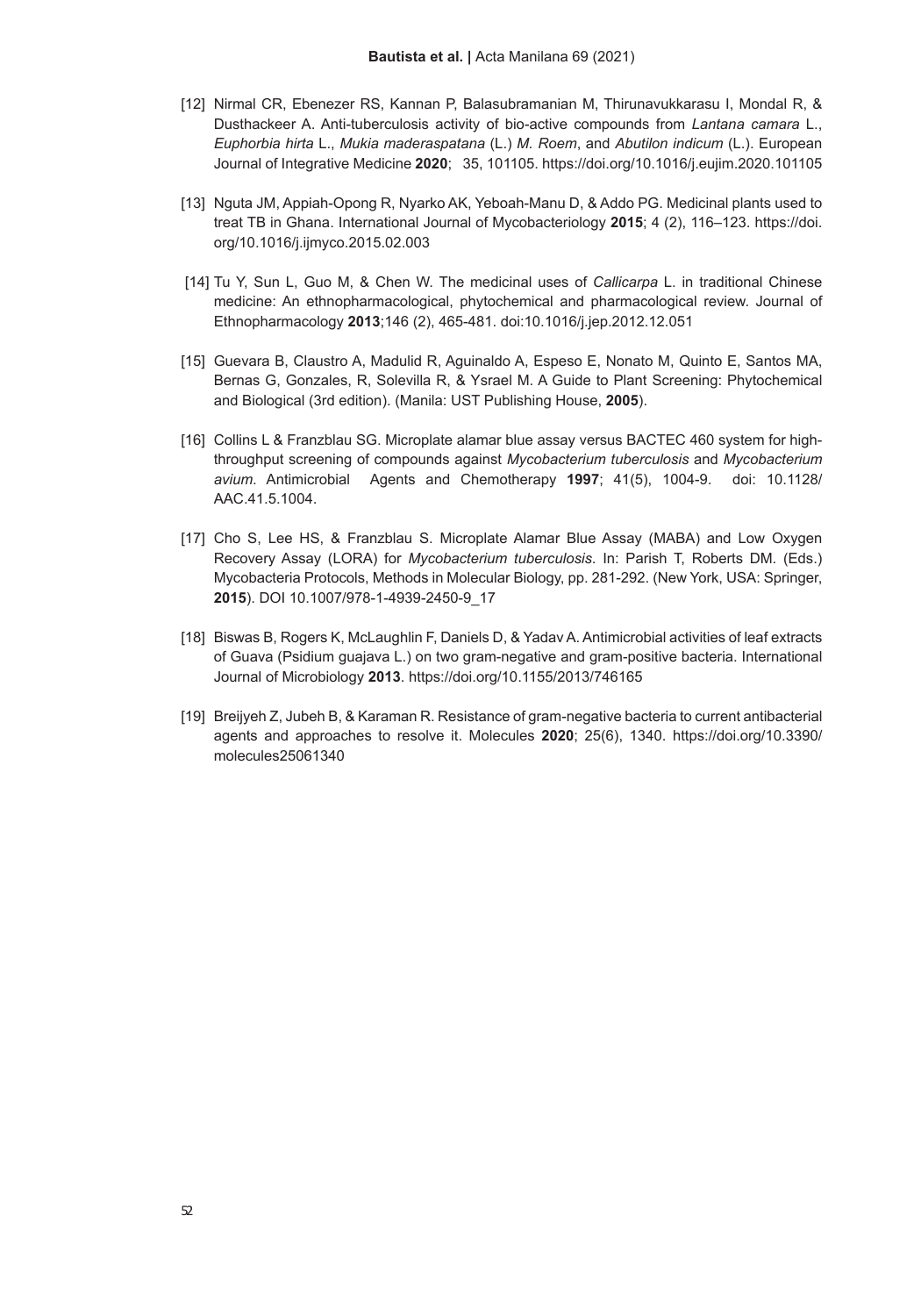[12] Nirmal CR, Ebenezer RS, Kannan P, Balasubramanian M, Thirunavukkarasu I, Mondal R, & Dusthackeer A. Anti-tuberculosis activity of bio-active compounds from *Lantana camara* L., *Euphorbia hirta* L., *Mukia maderaspatana* (L.) *M. Roem*, and *Abutilon indicum* (L.). European Journal of Integrative Medicine **2020**; 35, 101105. https://doi.org/10.1016/j.eujim.2020.101105

[13] Nguta JM, Appiah-Opong R, Nyarko AK, Yeboah-Manu D, & Addo PG. Medicinal plants used to treat TB in Ghana. International Journal of Mycobacteriology **2015**; 4 (2), 116–123. https://doi.org/10.1016/j.ijmyco.2015.02.003

[14] Tu Y, Sun L, Guo M, & Chen W. The medicinal uses of *Callicarpa* L. in traditional Chinese medicine: An ethnopharmacological, phytochemical and pharmacological review. Journal of Ethnopharmacology **2013**;146 (2), 465-481. doi:10.1016/j.jep.2012.12.051

[15] Guevara B, Claustro A, Madulid R, Aguinaldo A, Espeso E, Nonato M, Quinto E, Santos MA, Bernas G, Gonzales, R, Solevilla R, & Ysrael M. A Guide to Plant Screening: Phytochemical and Biological (3rd edition). (Manila: UST Publishing House, **2005**).

[16] Collins L & Franzblau SG. Microplate alamar blue assay versus BACTEC 460 system for high-throughput screening of compounds against *Mycobacterium tuberculosis* and *Mycobacterium avium*. Antimicrobial Agents and Chemotherapy **1997**; 41(5), 1004-9. doi: 10.1128/AAC.41.5.1004.

[17] Cho S, Lee HS, & Franzblau S. Microplate Alamar Blue Assay (MABA) and Low Oxygen Recovery Assay (LORA) for *Mycobacterium tuberculosis*. In: Parish T, Roberts DM. (Eds.) Mycobacteria Protocols, Methods in Molecular Biology, pp. 281-292. (New York, USA: Springer, **2015**). DOI 10.1007/978-1-4939-2450-9_17

[18] Biswas B, Rogers K, McLaughlin F, Daniels D, & Yadav A. Antimicrobial activities of leaf extracts of Guava (Psidium guajava L.) on two gram-negative and gram-positive bacteria. International Journal of Microbiology **2013**. https://doi.org/10.1155/2013/746165

[19] Breijyeh Z, Jubeh B, & Karaman R. Resistance of gram-negative bacteria to current antibacterial agents and approaches to resolve it. Molecules **2020**; 25(6), 1340. https://doi.org/10.3390/molecules25061340